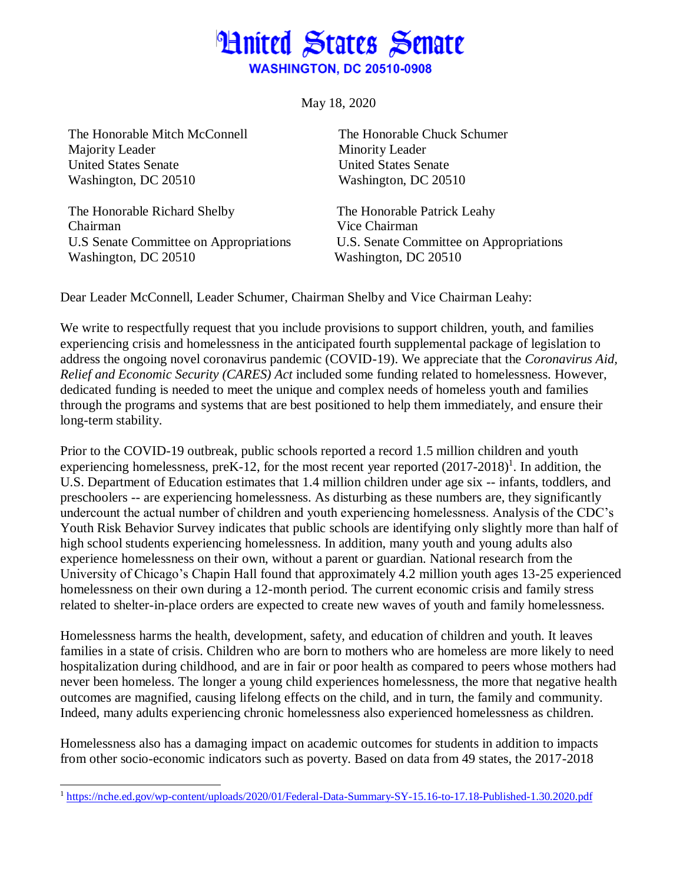# United States Senate

**WASHINGTON, DC 20510-0908**

May 18, 2020

The Honorable Mitch McConnell
Majority Leader
United States Senate
Washington, DC 20510

The Honorable Chuck Schumer
Minority Leader
United States Senate
Washington, DC 20510

The Honorable Richard Shelby
Chairman
U.S Senate Committee on Appropriations
Washington, DC 20510

The Honorable Patrick Leahy
Vice Chairman
U.S. Senate Committee on Appropriations
Washington, DC 20510

Dear Leader McConnell, Leader Schumer, Chairman Shelby and Vice Chairman Leahy:

We write to respectfully request that you include provisions to support children, youth, and families experiencing crisis and homelessness in the anticipated fourth supplemental package of legislation to address the ongoing novel coronavirus pandemic (COVID-19). We appreciate that the *Coronavirus Aid, Relief and Economic Security (CARES) Act* included some funding related to homelessness. However, dedicated funding is needed to meet the unique and complex needs of homeless youth and families through the programs and systems that are best positioned to help them immediately, and ensure their long-term stability.

Prior to the COVID-19 outbreak, public schools reported a record 1.5 million children and youth experiencing homelessness, preK-12, for the most recent year reported (2017-2018)[1]. In addition, the U.S. Department of Education estimates that 1.4 million children under age six -- infants, toddlers, and preschoolers -- are experiencing homelessness. As disturbing as these numbers are, they significantly undercount the actual number of children and youth experiencing homelessness. Analysis of the CDC's Youth Risk Behavior Survey indicates that public schools are identifying only slightly more than half of high school students experiencing homelessness. In addition, many youth and young adults also experience homelessness on their own, without a parent or guardian. National research from the University of Chicago's Chapin Hall found that approximately 4.2 million youth ages 13-25 experienced homelessness on their own during a 12-month period. The current economic crisis and family stress related to shelter-in-place orders are expected to create new waves of youth and family homelessness.

Homelessness harms the health, development, safety, and education of children and youth. It leaves families in a state of crisis. Children who are born to mothers who are homeless are more likely to need hospitalization during childhood, and are in fair or poor health as compared to peers whose mothers had never been homeless. The longer a young child experiences homelessness, the more that negative health outcomes are magnified, causing lifelong effects on the child, and in turn, the family and community. Indeed, many adults experiencing chronic homelessness also experienced homelessness as children.

Homelessness also has a damaging impact on academic outcomes for students in addition to impacts from other socio-economic indicators such as poverty. Based on data from 49 states, the 2017-2018

---

[1] https://nche.ed.gov/wp-content/uploads/2020/01/Federal-Data-Summary-SY-15.16-to-17.18-Published-1.30.2020.pdf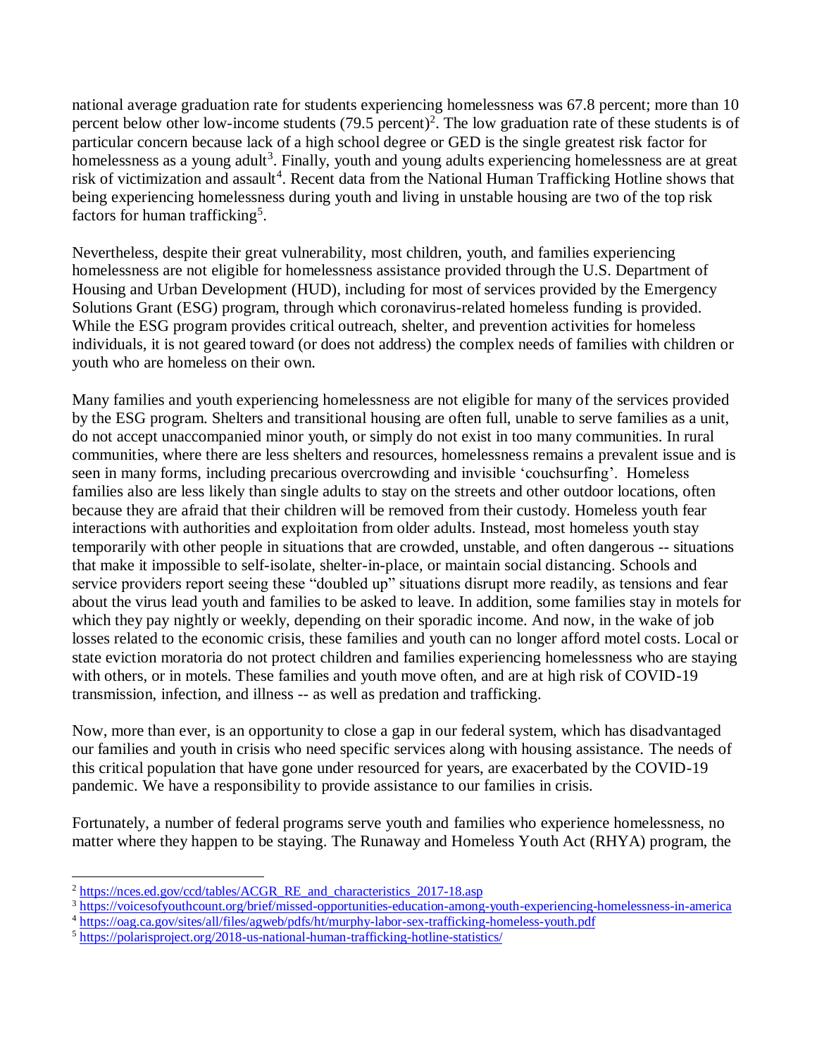national average graduation rate for students experiencing homelessness was 67.8 percent; more than 10 percent below other low-income students (79.5 percent)[2]. The low graduation rate of these students is of particular concern because lack of a high school degree or GED is the single greatest risk factor for homelessness as a young adult[3]. Finally, youth and young adults experiencing homelessness are at great risk of victimization and assault[4]. Recent data from the National Human Trafficking Hotline shows that being experiencing homelessness during youth and living in unstable housing are two of the top risk factors for human trafficking[5].

Nevertheless, despite their great vulnerability, most children, youth, and families experiencing homelessness are not eligible for homelessness assistance provided through the U.S. Department of Housing and Urban Development (HUD), including for most of services provided by the Emergency Solutions Grant (ESG) program, through which coronavirus-related homeless funding is provided. While the ESG program provides critical outreach, shelter, and prevention activities for homeless individuals, it is not geared toward (or does not address) the complex needs of families with children or youth who are homeless on their own.

Many families and youth experiencing homelessness are not eligible for many of the services provided by the ESG program. Shelters and transitional housing are often full, unable to serve families as a unit, do not accept unaccompanied minor youth, or simply do not exist in too many communities. In rural communities, where there are less shelters and resources, homelessness remains a prevalent issue and is seen in many forms, including precarious overcrowding and invisible 'couchsurfing'. Homeless families also are less likely than single adults to stay on the streets and other outdoor locations, often because they are afraid that their children will be removed from their custody. Homeless youth fear interactions with authorities and exploitation from older adults. Instead, most homeless youth stay temporarily with other people in situations that are crowded, unstable, and often dangerous -- situations that make it impossible to self-isolate, shelter-in-place, or maintain social distancing. Schools and service providers report seeing these "doubled up" situations disrupt more readily, as tensions and fear about the virus lead youth and families to be asked to leave. In addition, some families stay in motels for which they pay nightly or weekly, depending on their sporadic income. And now, in the wake of job losses related to the economic crisis, these families and youth can no longer afford motel costs. Local or state eviction moratoria do not protect children and families experiencing homelessness who are staying with others, or in motels. These families and youth move often, and are at high risk of COVID-19 transmission, infection, and illness -- as well as predation and trafficking.

Now, more than ever, is an opportunity to close a gap in our federal system, which has disadvantaged our families and youth in crisis who need specific services along with housing assistance. The needs of this critical population that have gone under resourced for years, are exacerbated by the COVID-19 pandemic. We have a responsibility to provide assistance to our families in crisis.

Fortunately, a number of federal programs serve youth and families who experience homelessness, no matter where they happen to be staying. The Runaway and Homeless Youth Act (RHYA) program, the

---

[2] https://nces.ed.gov/ccd/tables/ACGR_RE_and_characteristics_2017-18.asp

[3] https://voicesofyouthcount.org/brief/missed-opportunities-education-among-youth-experiencing-homelessness-in-america

[4] https://oag.ca.gov/sites/all/files/agweb/pdfs/ht/murphy-labor-sex-trafficking-homeless-youth.pdf

[5] https://polarisproject.org/2018-us-national-human-trafficking-hotline-statistics/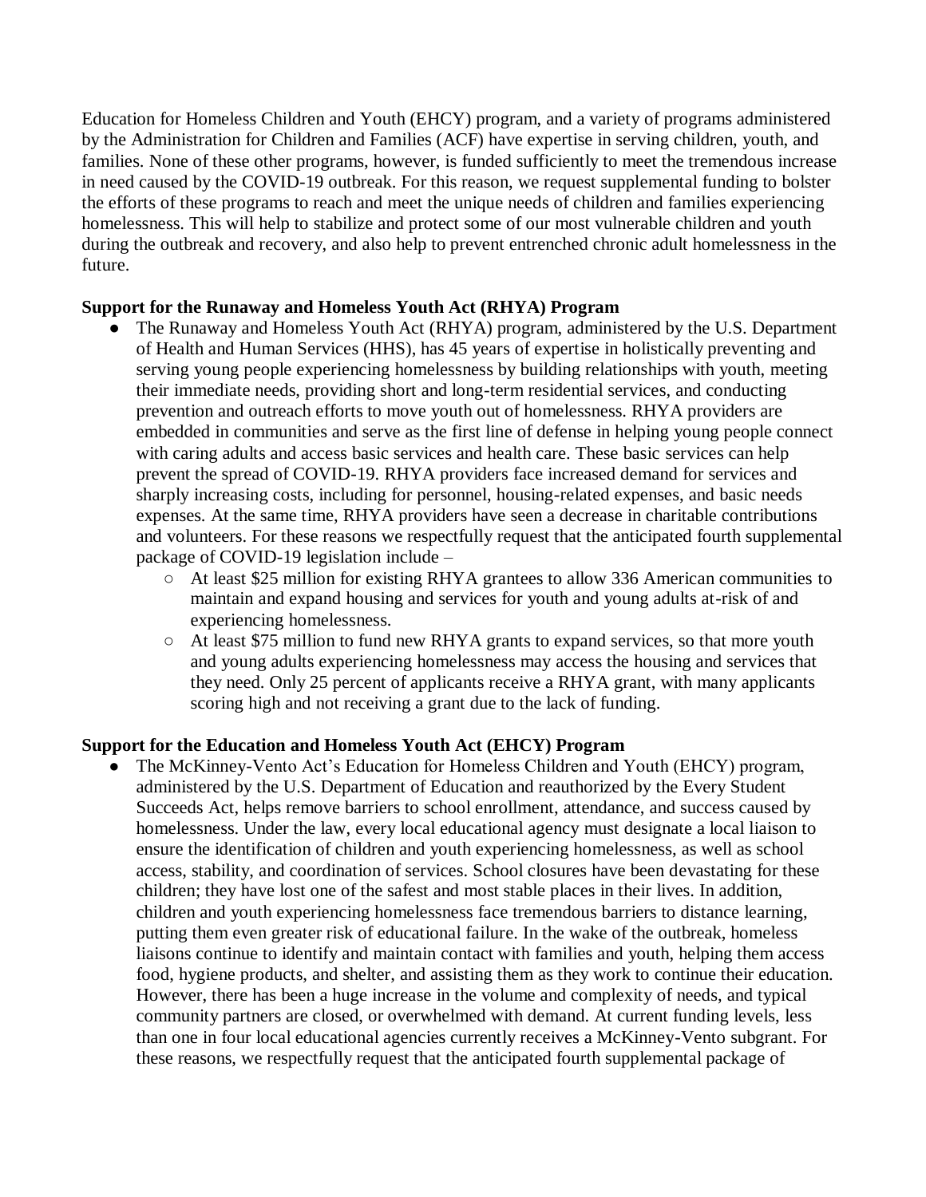Education for Homeless Children and Youth (EHCY) program, and a variety of programs administered by the Administration for Children and Families (ACF) have expertise in serving children, youth, and families. None of these other programs, however, is funded sufficiently to meet the tremendous increase in need caused by the COVID-19 outbreak. For this reason, we request supplemental funding to bolster the efforts of these programs to reach and meet the unique needs of children and families experiencing homelessness. This will help to stabilize and protect some of our most vulnerable children and youth during the outbreak and recovery, and also help to prevent entrenched chronic adult homelessness in the future.

**Support for the Runaway and Homeless Youth Act (RHYA) Program**

- The Runaway and Homeless Youth Act (RHYA) program, administered by the U.S. Department of Health and Human Services (HHS), has 45 years of expertise in holistically preventing and serving young people experiencing homelessness by building relationships with youth, meeting their immediate needs, providing short and long-term residential services, and conducting prevention and outreach efforts to move youth out of homelessness. RHYA providers are embedded in communities and serve as the first line of defense in helping young people connect with caring adults and access basic services and health care. These basic services can help prevent the spread of COVID-19. RHYA providers face increased demand for services and sharply increasing costs, including for personnel, housing-related expenses, and basic needs expenses. At the same time, RHYA providers have seen a decrease in charitable contributions and volunteers. For these reasons we respectfully request that the anticipated fourth supplemental package of COVID-19 legislation include –
    - At least $25 million for existing RHYA grantees to allow 336 American communities to maintain and expand housing and services for youth and young adults at-risk of and experiencing homelessness.
    - At least $75 million to fund new RHYA grants to expand services, so that more youth and young adults experiencing homelessness may access the housing and services that they need. Only 25 percent of applicants receive a RHYA grant, with many applicants scoring high and not receiving a grant due to the lack of funding.

**Support for the Education and Homeless Youth Act (EHCY) Program**

- The McKinney-Vento Act's Education for Homeless Children and Youth (EHCY) program, administered by the U.S. Department of Education and reauthorized by the Every Student Succeeds Act, helps remove barriers to school enrollment, attendance, and success caused by homelessness. Under the law, every local educational agency must designate a local liaison to ensure the identification of children and youth experiencing homelessness, as well as school access, stability, and coordination of services. School closures have been devastating for these children; they have lost one of the safest and most stable places in their lives. In addition, children and youth experiencing homelessness face tremendous barriers to distance learning, putting them even greater risk of educational failure. In the wake of the outbreak, homeless liaisons continue to identify and maintain contact with families and youth, helping them access food, hygiene products, and shelter, and assisting them as they work to continue their education. However, there has been a huge increase in the volume and complexity of needs, and typical community partners are closed, or overwhelmed with demand. At current funding levels, less than one in four local educational agencies currently receives a McKinney-Vento subgrant. For these reasons, we respectfully request that the anticipated fourth supplemental package of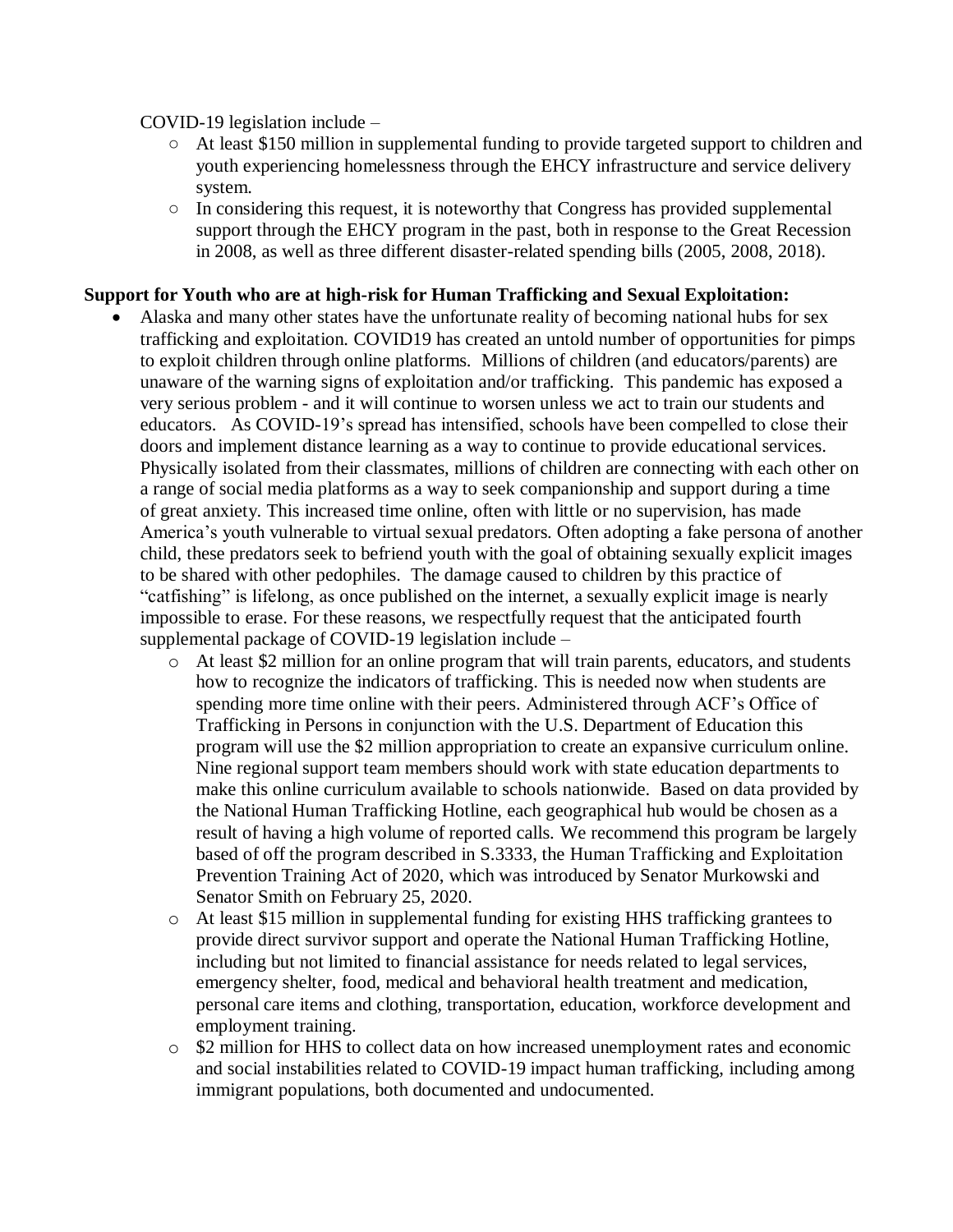COVID-19 legislation include –

- At least $150 million in supplemental funding to provide targeted support to children and youth experiencing homelessness through the EHCY infrastructure and service delivery system.
- In considering this request, it is noteworthy that Congress has provided supplemental support through the EHCY program in the past, both in response to the Great Recession in 2008, as well as three different disaster-related spending bills (2005, 2008, 2018).

**Support for Youth who are at high-risk for Human Trafficking and Sexual Exploitation:**

- Alaska and many other states have the unfortunate reality of becoming national hubs for sex trafficking and exploitation. COVID19 has created an untold number of opportunities for pimps to exploit children through online platforms. Millions of children (and educators/parents) are unaware of the warning signs of exploitation and/or trafficking. This pandemic has exposed a very serious problem - and it will continue to worsen unless we act to train our students and educators. As COVID-19's spread has intensified, schools have been compelled to close their doors and implement distance learning as a way to continue to provide educational services. Physically isolated from their classmates, millions of children are connecting with each other on a range of social media platforms as a way to seek companionship and support during a time of great anxiety. This increased time online, often with little or no supervision, has made America's youth vulnerable to virtual sexual predators. Often adopting a fake persona of another child, these predators seek to befriend youth with the goal of obtaining sexually explicit images to be shared with other pedophiles. The damage caused to children by this practice of "catfishing" is lifelong, as once published on the internet, a sexually explicit image is nearly impossible to erase. For these reasons, we respectfully request that the anticipated fourth supplemental package of COVID-19 legislation include –
  - At least $2 million for an online program that will train parents, educators, and students how to recognize the indicators of trafficking. This is needed now when students are spending more time online with their peers. Administered through ACF's Office of Trafficking in Persons in conjunction with the U.S. Department of Education this program will use the $2 million appropriation to create an expansive curriculum online. Nine regional support team members should work with state education departments to make this online curriculum available to schools nationwide. Based on data provided by the National Human Trafficking Hotline, each geographical hub would be chosen as a result of having a high volume of reported calls. We recommend this program be largely based of off the program described in S.3333, the Human Trafficking and Exploitation Prevention Training Act of 2020, which was introduced by Senator Murkowski and Senator Smith on February 25, 2020.
  - At least $15 million in supplemental funding for existing HHS trafficking grantees to provide direct survivor support and operate the National Human Trafficking Hotline, including but not limited to financial assistance for needs related to legal services, emergency shelter, food, medical and behavioral health treatment and medication, personal care items and clothing, transportation, education, workforce development and employment training.
  - $2 million for HHS to collect data on how increased unemployment rates and economic and social instabilities related to COVID-19 impact human trafficking, including among immigrant populations, both documented and undocumented.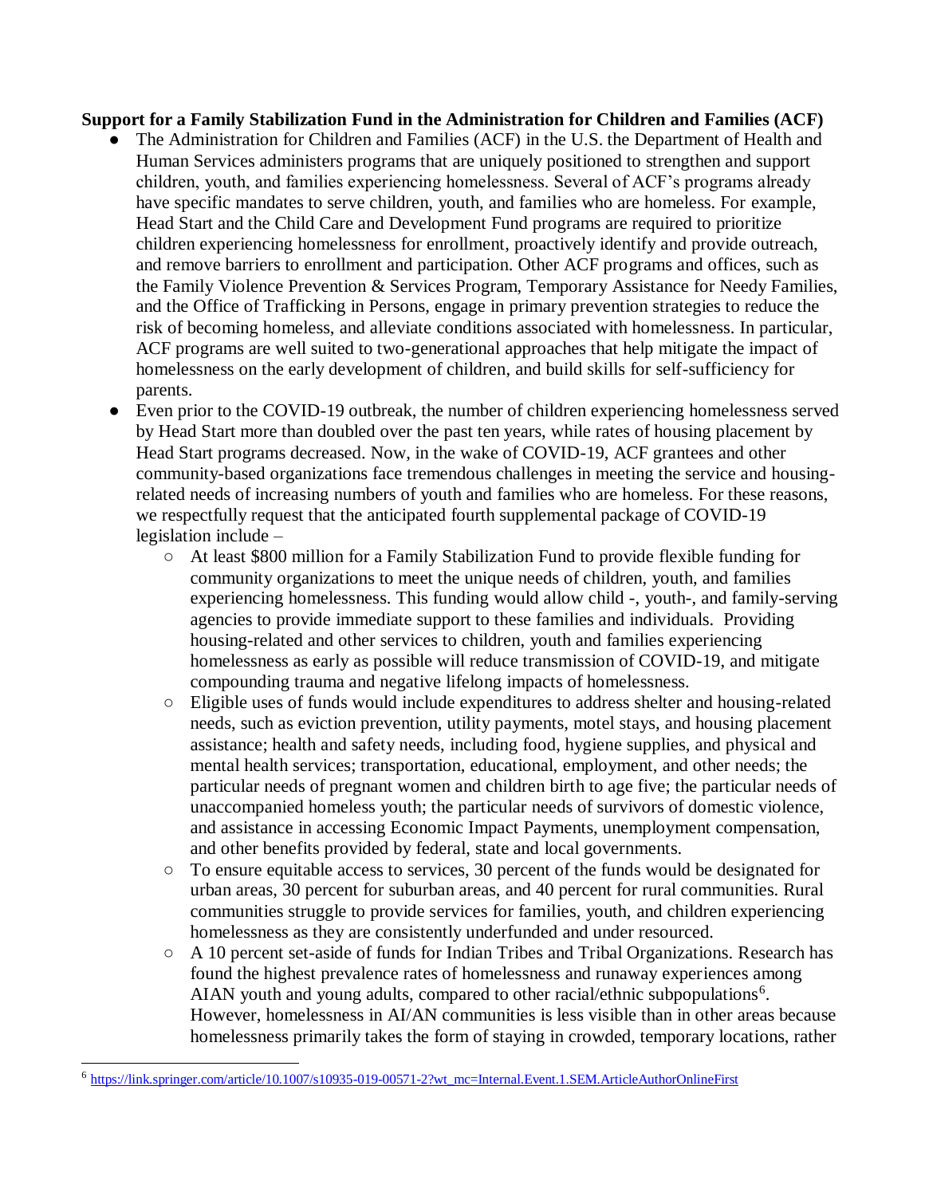**Support for a Family Stabilization Fund in the Administration for Children and Families (ACF)**

- The Administration for Children and Families (ACF) in the U.S. the Department of Health and Human Services administers programs that are uniquely positioned to strengthen and support children, youth, and families experiencing homelessness. Several of ACF's programs already have specific mandates to serve children, youth, and families who are homeless. For example, Head Start and the Child Care and Development Fund programs are required to prioritize children experiencing homelessness for enrollment, proactively identify and provide outreach, and remove barriers to enrollment and participation. Other ACF programs and offices, such as the Family Violence Prevention & Services Program, Temporary Assistance for Needy Families, and the Office of Trafficking in Persons, engage in primary prevention strategies to reduce the risk of becoming homeless, and alleviate conditions associated with homelessness. In particular, ACF programs are well suited to two-generational approaches that help mitigate the impact of homelessness on the early development of children, and build skills for self-sufficiency for parents.
- Even prior to the COVID-19 outbreak, the number of children experiencing homelessness served by Head Start more than doubled over the past ten years, while rates of housing placement by Head Start programs decreased. Now, in the wake of COVID-19, ACF grantees and other community-based organizations face tremendous challenges in meeting the service and housing-related needs of increasing numbers of youth and families who are homeless. For these reasons, we respectfully request that the anticipated fourth supplemental package of COVID-19 legislation include –
    - At least $800 million for a Family Stabilization Fund to provide flexible funding for community organizations to meet the unique needs of children, youth, and families experiencing homelessness. This funding would allow child -, youth-, and family-serving agencies to provide immediate support to these families and individuals. Providing housing-related and other services to children, youth and families experiencing homelessness as early as possible will reduce transmission of COVID-19, and mitigate compounding trauma and negative lifelong impacts of homelessness.
    - Eligible uses of funds would include expenditures to address shelter and housing-related needs, such as eviction prevention, utility payments, motel stays, and housing placement assistance; health and safety needs, including food, hygiene supplies, and physical and mental health services; transportation, educational, employment, and other needs; the particular needs of pregnant women and children birth to age five; the particular needs of unaccompanied homeless youth; the particular needs of survivors of domestic violence, and assistance in accessing Economic Impact Payments, unemployment compensation, and other benefits provided by federal, state and local governments.
    - To ensure equitable access to services, 30 percent of the funds would be designated for urban areas, 30 percent for suburban areas, and 40 percent for rural communities. Rural communities struggle to provide services for families, youth, and children experiencing homelessness as they are consistently underfunded and under resourced.
    - A 10 percent set-aside of funds for Indian Tribes and Tribal Organizations. Research has found the highest prevalence rates of homelessness and runaway experiences among AIAN youth and young adults, compared to other racial/ethnic subpopulations[6]. However, homelessness in AI/AN communities is less visible than in other areas because homelessness primarily takes the form of staying in crowded, temporary locations, rather

[6] https://link.springer.com/article/10.1007/s10935-019-00571-2?wt_mc=Internal.Event.1.SEM.ArticleAuthorOnlineFirst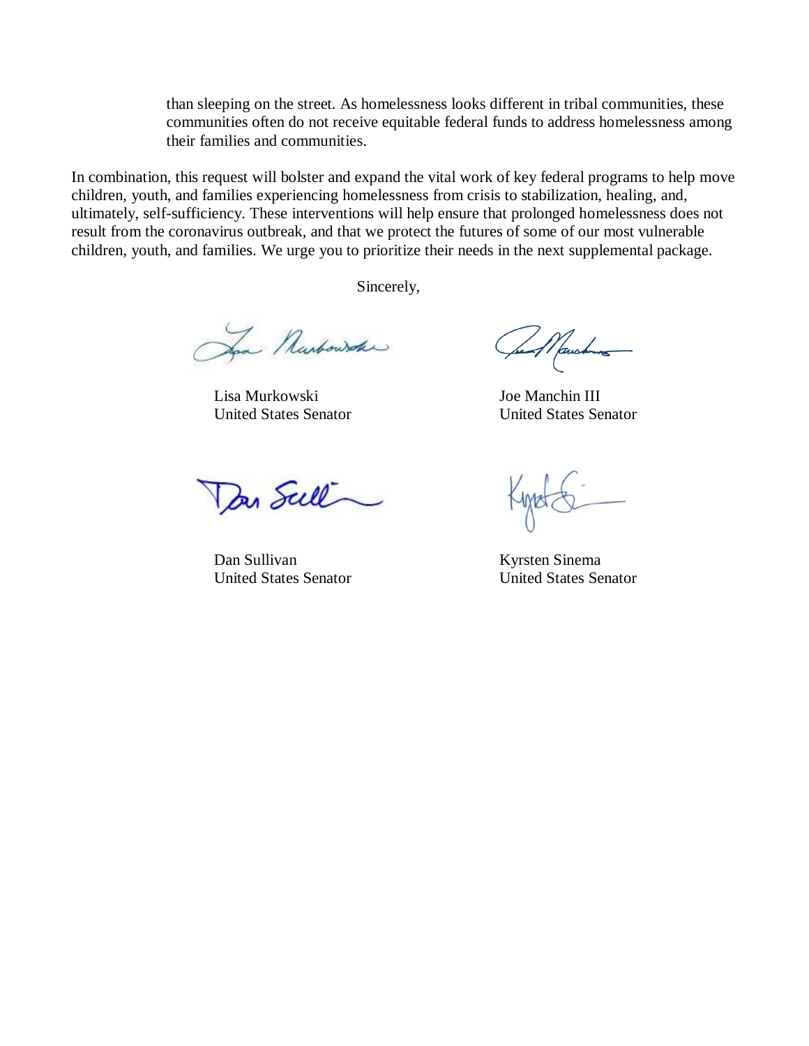than sleeping on the street. As homelessness looks different in tribal communities, these communities often do not receive equitable federal funds to address homelessness among their families and communities.

In combination, this request will bolster and expand the vital work of key federal programs to help move children, youth, and families experiencing homelessness from crisis to stabilization, healing, and, ultimately, self-sufficiency. These interventions will help ensure that prolonged homelessness does not result from the coronavirus outbreak, and that we protect the futures of some of our most vulnerable children, youth, and families. We urge you to prioritize their needs in the next supplemental package.

Sincerely,

Lisa Murkowski
United States Senator

Joe Manchin III
United States Senator

Dan Sullivan
United States Senator

Kyrsten Sinema
United States Senator